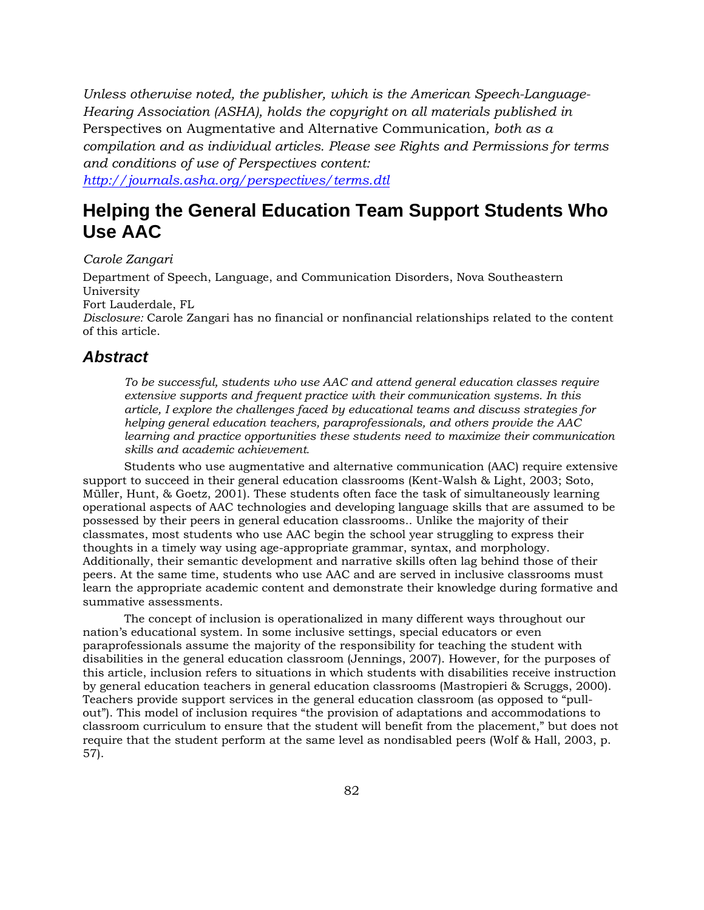*Unless otherwise noted, the publisher, which is the American Speech-Language-Hearing Association (ASHA), holds the copyright on all materials published in* Perspectives on Augmentative and Alternative Communication*, both as a compilation and as individual articles. Please see Rights and Permissions for terms and conditions of use of Perspectives content:* *http://journals.asha.org/perspectives/terms.dtl*

# Helping the General Education Team Support Students Who Use AAC

*Carole Zangari*

Department of Speech, Language, and Communication Disorders, Nova Southeastern University
Fort Lauderdale, FL
*Disclosure:* Carole Zangari has no financial or nonfinancial relationships related to the content of this article.

## *Abstract*

> *To be successful, students who use AAC and attend general education classes require extensive supports and frequent practice with their communication systems. In this article, I explore the challenges faced by educational teams and discuss strategies for helping general education teachers, paraprofessionals, and others provide the AAC learning and practice opportunities these students need to maximize their communication skills and academic achievement.*

Students who use augmentative and alternative communication (AAC) require extensive support to succeed in their general education classrooms (Kent-Walsh & Light, 2003; Soto, Müller, Hunt, & Goetz, 2001). These students often face the task of simultaneously learning operational aspects of AAC technologies and developing language skills that are assumed to be possessed by their peers in general education classrooms.. Unlike the majority of their classmates, most students who use AAC begin the school year struggling to express their thoughts in a timely way using age-appropriate grammar, syntax, and morphology. Additionally, their semantic development and narrative skills often lag behind those of their peers. At the same time, students who use AAC and are served in inclusive classrooms must learn the appropriate academic content and demonstrate their knowledge during formative and summative assessments.

The concept of inclusion is operationalized in many different ways throughout our nation's educational system. In some inclusive settings, special educators or even paraprofessionals assume the majority of the responsibility for teaching the student with disabilities in the general education classroom (Jennings, 2007). However, for the purposes of this article, inclusion refers to situations in which students with disabilities receive instruction by general education teachers in general education classrooms (Mastropieri & Scruggs, 2000). Teachers provide support services in the general education classroom (as opposed to "pull-out"). This model of inclusion requires "the provision of adaptations and accommodations to classroom curriculum to ensure that the student will benefit from the placement," but does not require that the student perform at the same level as nondisabled peers (Wolf & Hall, 2003, p. 57).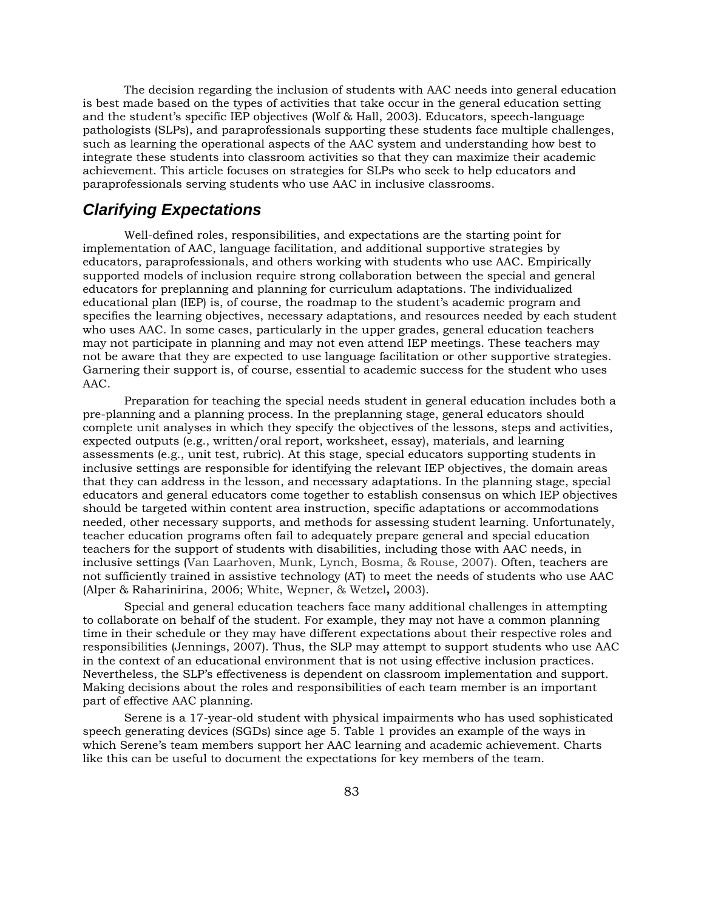The decision regarding the inclusion of students with AAC needs into general education is best made based on the types of activities that take occur in the general education setting and the student's specific IEP objectives (Wolf & Hall, 2003). Educators, speech-language pathologists (SLPs), and paraprofessionals supporting these students face multiple challenges, such as learning the operational aspects of the AAC system and understanding how best to integrate these students into classroom activities so that they can maximize their academic achievement. This article focuses on strategies for SLPs who seek to help educators and paraprofessionals serving students who use AAC in inclusive classrooms.

## *Clarifying Expectations*

Well-defined roles, responsibilities, and expectations are the starting point for implementation of AAC, language facilitation, and additional supportive strategies by educators, paraprofessionals, and others working with students who use AAC. Empirically supported models of inclusion require strong collaboration between the special and general educators for preplanning and planning for curriculum adaptations. The individualized educational plan (IEP) is, of course, the roadmap to the student's academic program and specifies the learning objectives, necessary adaptations, and resources needed by each student who uses AAC. In some cases, particularly in the upper grades, general education teachers may not participate in planning and may not even attend IEP meetings. These teachers may not be aware that they are expected to use language facilitation or other supportive strategies. Garnering their support is, of course, essential to academic success for the student who uses AAC.

Preparation for teaching the special needs student in general education includes both a pre-planning and a planning process. In the preplanning stage, general educators should complete unit analyses in which they specify the objectives of the lessons, steps and activities, expected outputs (e.g., written/oral report, worksheet, essay), materials, and learning assessments (e.g., unit test, rubric). At this stage, special educators supporting students in inclusive settings are responsible for identifying the relevant IEP objectives, the domain areas that they can address in the lesson, and necessary adaptations. In the planning stage, special educators and general educators come together to establish consensus on which IEP objectives should be targeted within content area instruction, specific adaptations or accommodations needed, other necessary supports, and methods for assessing student learning. Unfortunately, teacher education programs often fail to adequately prepare general and special education teachers for the support of students with disabilities, including those with AAC needs, in inclusive settings (Van Laarhoven, Munk, Lynch, Bosma, & Rouse, 2007). Often, teachers are not sufficiently trained in assistive technology (AT) to meet the needs of students who use AAC (Alper & Raharinirina, 2006; White, Wepner, & Wetzel**,** 2003).

Special and general education teachers face many additional challenges in attempting to collaborate on behalf of the student. For example, they may not have a common planning time in their schedule or they may have different expectations about their respective roles and responsibilities (Jennings, 2007). Thus, the SLP may attempt to support students who use AAC in the context of an educational environment that is not using effective inclusion practices. Nevertheless, the SLP's effectiveness is dependent on classroom implementation and support. Making decisions about the roles and responsibilities of each team member is an important part of effective AAC planning.

Serene is a 17-year-old student with physical impairments who has used sophisticated speech generating devices (SGDs) since age 5. Table 1 provides an example of the ways in which Serene's team members support her AAC learning and academic achievement. Charts like this can be useful to document the expectations for key members of the team.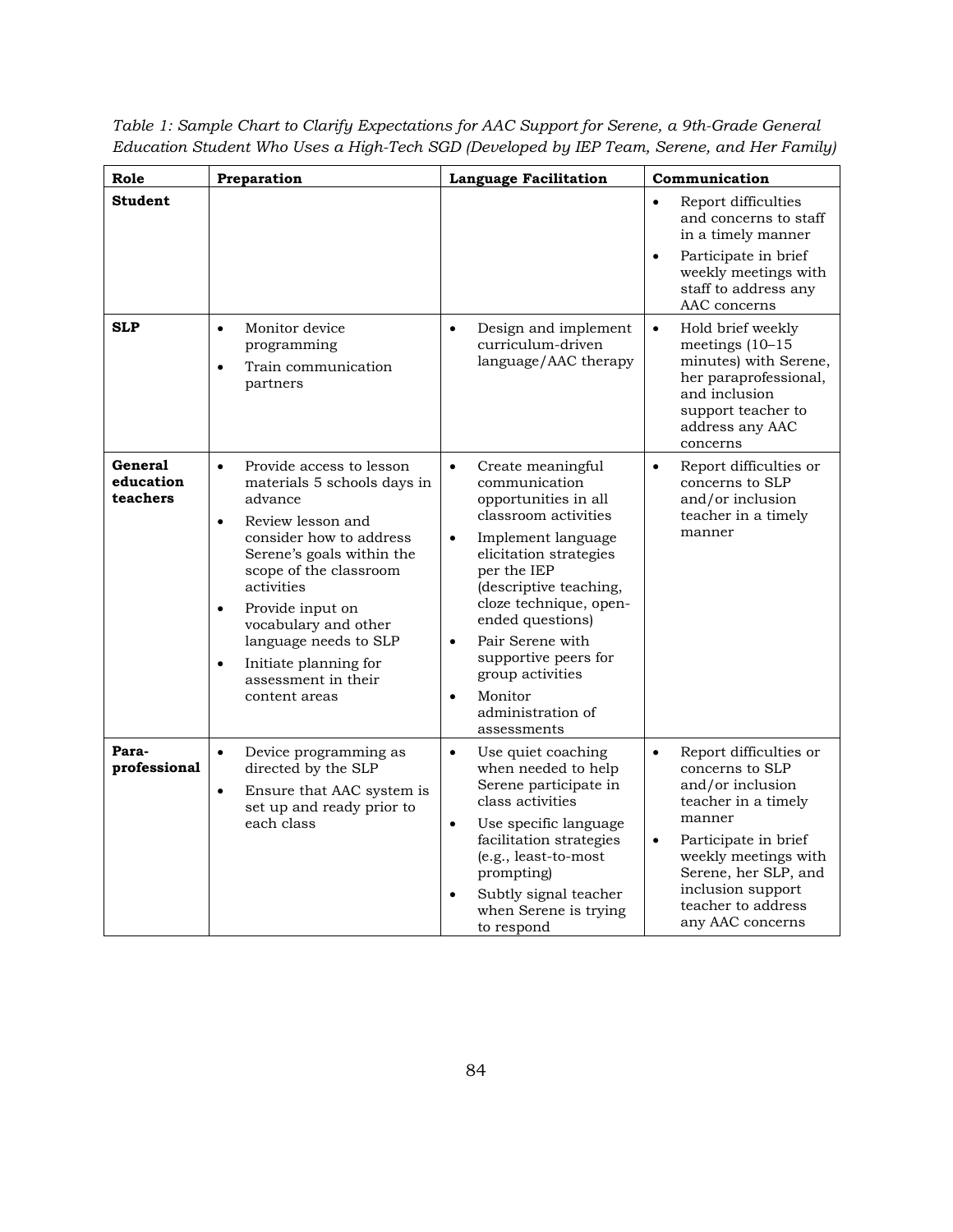*Table 1: Sample Chart to Clarify Expectations for AAC Support for Serene, a 9th-Grade General Education Student Who Uses a High-Tech SGD (Developed by IEP Team, Serene, and Her Family)*

| Role | Preparation | Language Facilitation | Communication |
|---|---|---|---|
| **Student** | | | • Report difficulties and concerns to staff in a timely manner<br>• Participate in brief weekly meetings with staff to address any AAC concerns |
| **SLP** | • Monitor device programming<br>• Train communication partners | • Design and implement curriculum-driven language/AAC therapy | • Hold brief weekly meetings (10–15 minutes) with Serene, her paraprofessional, and inclusion support teacher to address any AAC concerns |
| **General education teachers** | • Provide access to lesson materials 5 schools days in advance<br>• Review lesson and consider how to address Serene's goals within the scope of the classroom activities<br>• Provide input on vocabulary and other language needs to SLP<br>• Initiate planning for assessment in their content areas | • Create meaningful communication opportunities in all classroom activities<br>• Implement language elicitation strategies per the IEP (descriptive teaching, cloze technique, open-ended questions)<br>• Pair Serene with supportive peers for group activities<br>• Monitor administration of assessments | • Report difficulties or concerns to SLP and/or inclusion teacher in a timely manner |
| **Para-professional** | • Device programming as directed by the SLP<br>• Ensure that AAC system is set up and ready prior to each class | • Use quiet coaching when needed to help Serene participate in class activities<br>• Use specific language facilitation strategies (e.g., least-to-most prompting)<br>• Subtly signal teacher when Serene is trying to respond | • Report difficulties or concerns to SLP and/or inclusion teacher in a timely manner<br>• Participate in brief weekly meetings with Serene, her SLP, and inclusion support teacher to address any AAC concerns |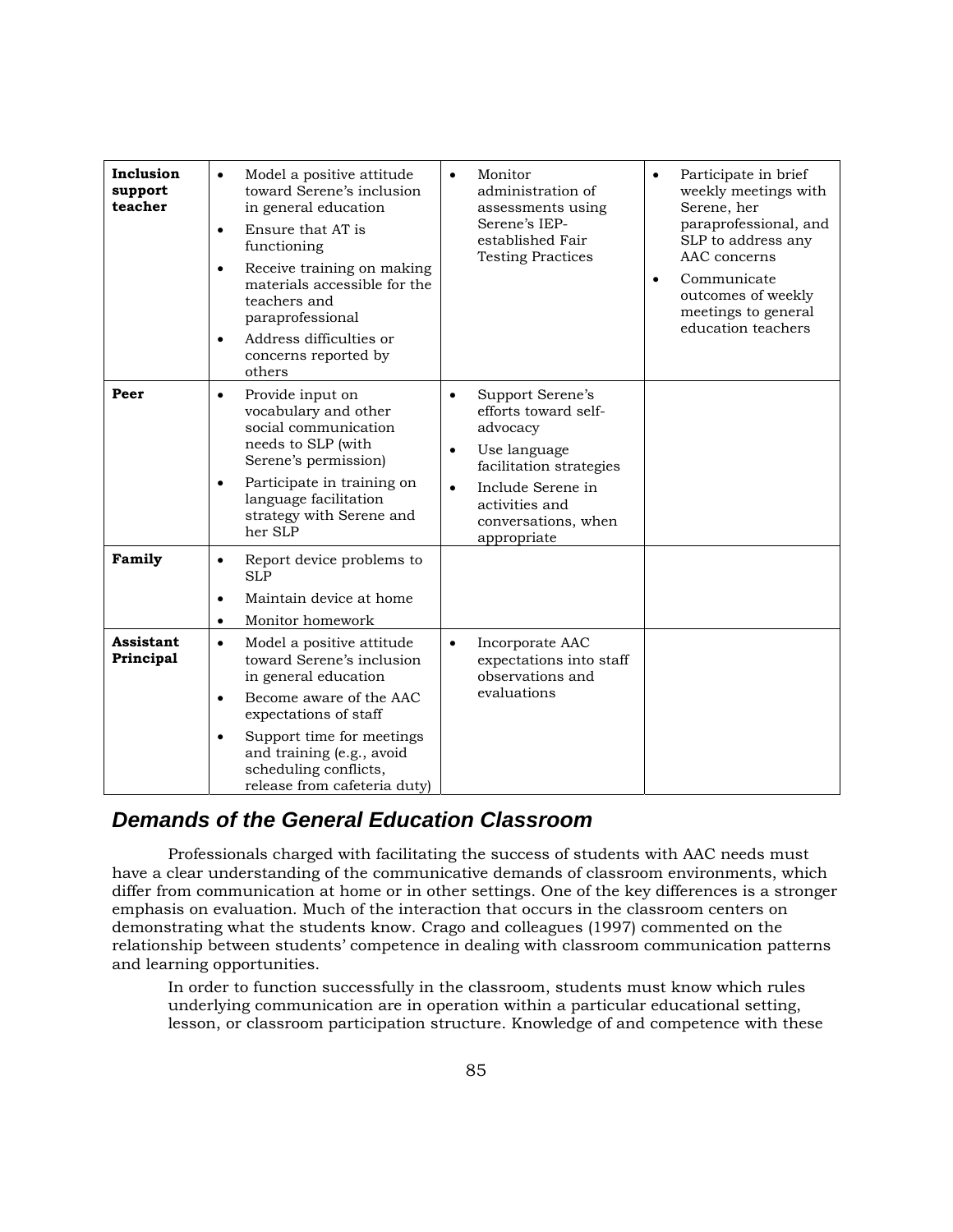| | | | |
|---|---|---|---|
| **Inclusion support teacher** | • Model a positive attitude toward Serene's inclusion in general education<br>• Ensure that AT is functioning<br>• Receive training on making materials accessible for the teachers and paraprofessional<br>• Address difficulties or concerns reported by others | • Monitor administration of assessments using Serene's IEP-established Fair Testing Practices | • Participate in brief weekly meetings with Serene, her paraprofessional, and SLP to address any AAC concerns<br>• Communicate outcomes of weekly meetings to general education teachers |
| **Peer** | • Provide input on vocabulary and other social communication needs to SLP (with Serene's permission)<br>• Participate in training on language facilitation strategy with Serene and her SLP | • Support Serene's efforts toward self-advocacy<br>• Use language facilitation strategies<br>• Include Serene in activities and conversations, when appropriate | |
| **Family** | • Report device problems to SLP<br>• Maintain device at home<br>• Monitor homework | | |
| **Assistant Principal** | • Model a positive attitude toward Serene's inclusion in general education<br>• Become aware of the AAC expectations of staff<br>• Support time for meetings and training (e.g., avoid scheduling conflicts, release from cafeteria duty) | • Incorporate AAC expectations into staff observations and evaluations | |

## *Demands of the General Education Classroom*

Professionals charged with facilitating the success of students with AAC needs must have a clear understanding of the communicative demands of classroom environments, which differ from communication at home or in other settings. One of the key differences is a stronger emphasis on evaluation. Much of the interaction that occurs in the classroom centers on demonstrating what the students know. Crago and colleagues (1997) commented on the relationship between students' competence in dealing with classroom communication patterns and learning opportunities.

> In order to function successfully in the classroom, students must know which rules underlying communication are in operation within a particular educational setting, lesson, or classroom participation structure. Knowledge of and competence with these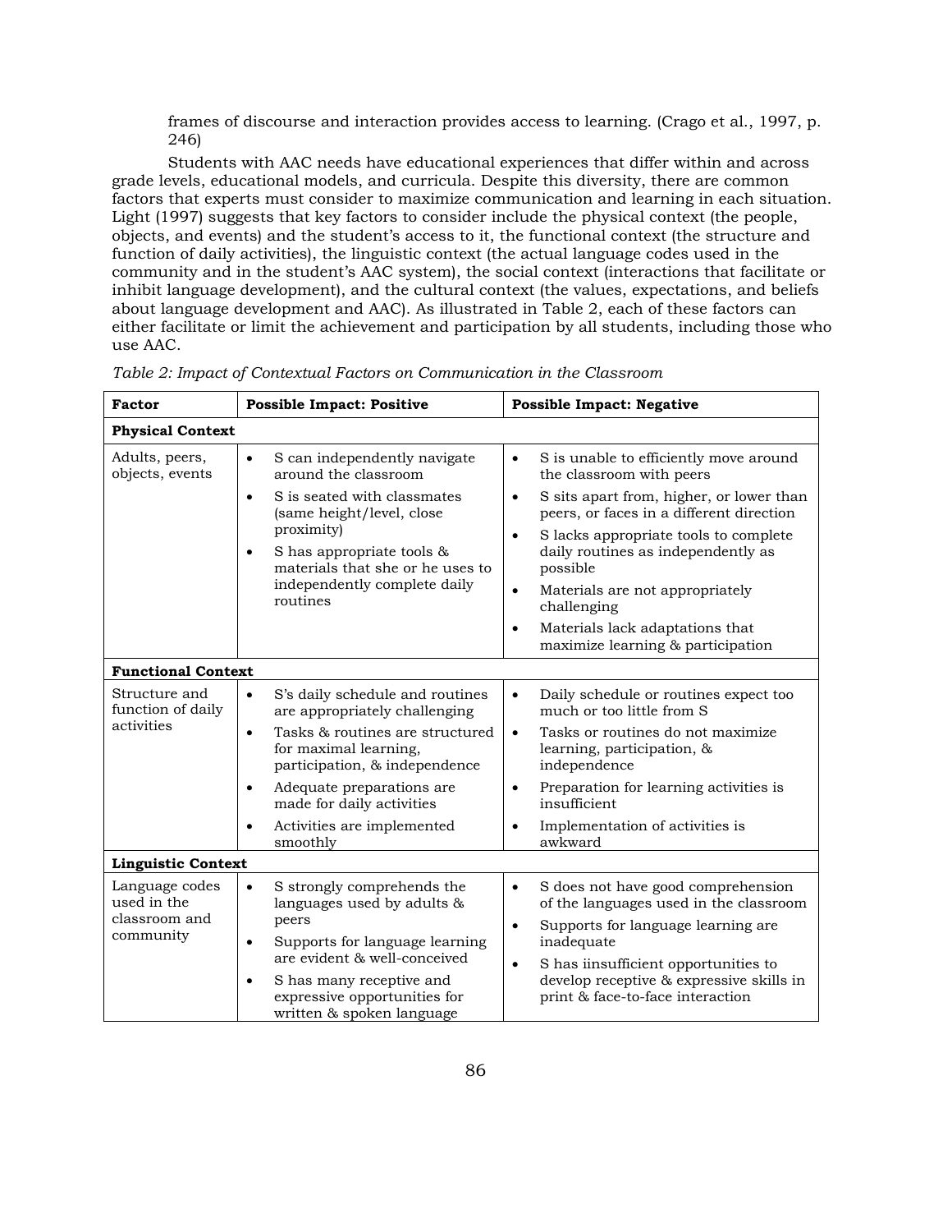frames of discourse and interaction provides access to learning. (Crago et al., 1997, p. 246)

Students with AAC needs have educational experiences that differ within and across grade levels, educational models, and curricula. Despite this diversity, there are common factors that experts must consider to maximize communication and learning in each situation. Light (1997) suggests that key factors to consider include the physical context (the people, objects, and events) and the student's access to it, the functional context (the structure and function of daily activities), the linguistic context (the actual language codes used in the community and in the student's AAC system), the social context (interactions that facilitate or inhibit language development), and the cultural context (the values, expectations, and beliefs about language development and AAC). As illustrated in Table 2, each of these factors can either facilitate or limit the achievement and participation by all students, including those who use AAC.

*Table 2: Impact of Contextual Factors on Communication in the Classroom*

| **Factor** | **Possible Impact: Positive** | **Possible Impact: Negative** |
|---|---|---|
| **Physical Context** | | |
| Adults, peers, objects, events | • S can independently navigate around the classroom<br>• S is seated with classmates (same height/level, close proximity)<br>• S has appropriate tools & materials that she or he uses to independently complete daily routines | • S is unable to efficiently move around the classroom with peers<br>• S sits apart from, higher, or lower than peers, or faces in a different direction<br>• S lacks appropriate tools to complete daily routines as independently as possible<br>• Materials are not appropriately challenging<br>• Materials lack adaptations that maximize learning & participation |
| **Functional Context** | | |
| Structure and function of daily activities | • S's daily schedule and routines are appropriately challenging<br>• Tasks & routines are structured for maximal learning, participation, & independence<br>• Adequate preparations are made for daily activities<br>• Activities are implemented smoothly | • Daily schedule or routines expect too much or too little from S<br>• Tasks or routines do not maximize learning, participation, & independence<br>• Preparation for learning activities is insufficient<br>• Implementation of activities is awkward |
| **Linguistic Context** | | |
| Language codes used in the classroom and community | • S strongly comprehends the languages used by adults & peers<br>• Supports for language learning are evident & well-conceived<br>• S has many receptive and expressive opportunities for written & spoken language | • S does not have good comprehension of the languages used in the classroom<br>• Supports for language learning are inadequate<br>• S has iinsufficient opportunities to develop receptive & expressive skills in print & face-to-face interaction |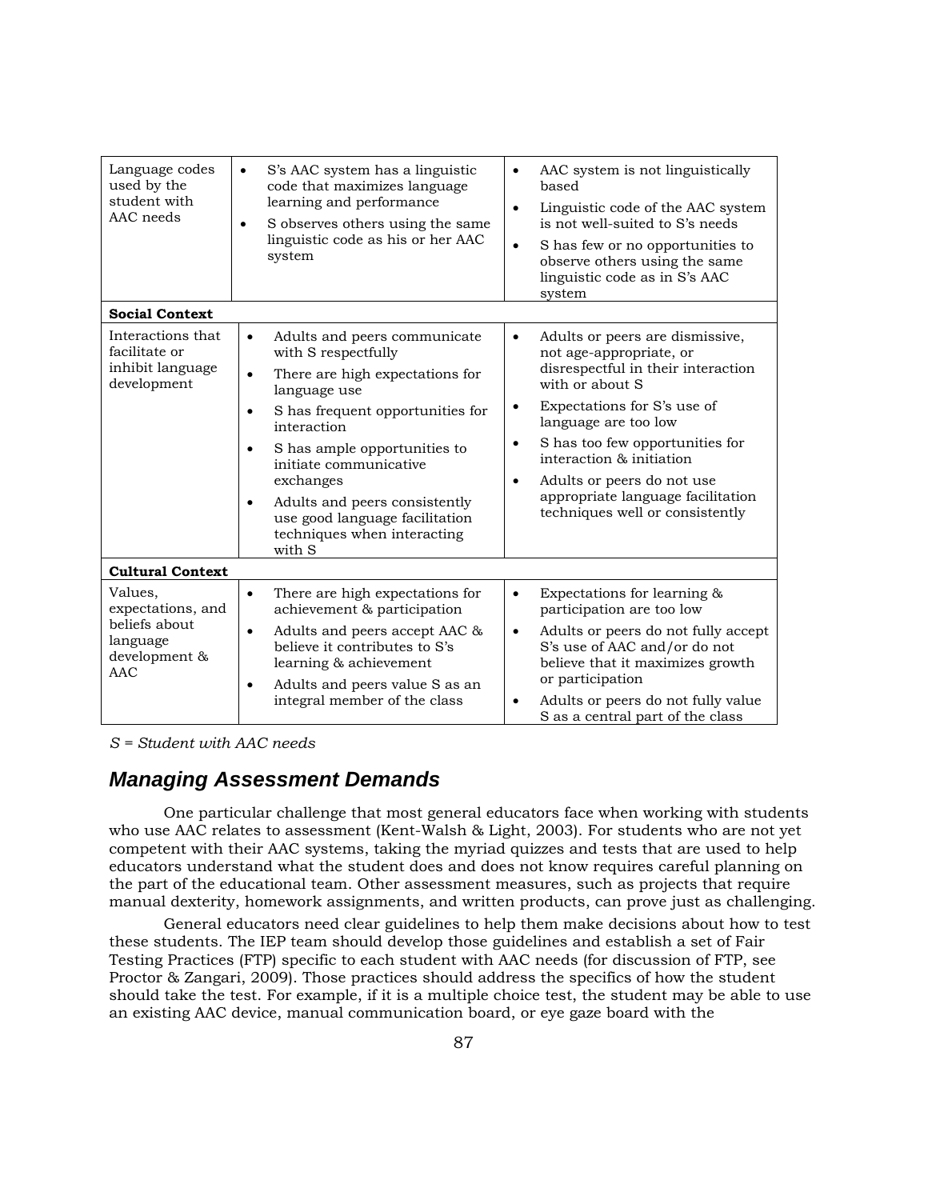| | | |
|---|---|---|
| Language codes used by the student with AAC needs | • S's AAC system has a linguistic code that maximizes language learning and performance<br>• S observes others using the same linguistic code as his or her AAC system | • AAC system is not linguistically based<br>• Linguistic code of the AAC system is not well-suited to S's needs<br>• S has few or no opportunities to observe others using the same linguistic code as in S's AAC system |
| **Social Context** | | |
| Interactions that facilitate or inhibit language development | • Adults and peers communicate with S respectfully<br>• There are high expectations for language use<br>• S has frequent opportunities for interaction<br>• S has ample opportunities to initiate communicative exchanges<br>• Adults and peers consistently use good language facilitation techniques when interacting with S | • Adults or peers are dismissive, not age-appropriate, or disrespectful in their interaction with or about S<br>• Expectations for S's use of language are too low<br>• S has too few opportunities for interaction & initiation<br>• Adults or peers do not use appropriate language facilitation techniques well or consistently |
| **Cultural Context** | | |
| Values, expectations, and beliefs about language development & AAC | • There are high expectations for achievement & participation<br>• Adults and peers accept AAC & believe it contributes to S's learning & achievement<br>• Adults and peers value S as an integral member of the class | • Expectations for learning & participation are too low<br>• Adults or peers do not fully accept S's use of AAC and/or do not believe that it maximizes growth or participation<br>• Adults or peers do not fully value S as a central part of the class |

*S = Student with AAC needs*

## Managing Assessment Demands

One particular challenge that most general educators face when working with students who use AAC relates to assessment (Kent-Walsh & Light, 2003). For students who are not yet competent with their AAC systems, taking the myriad quizzes and tests that are used to help educators understand what the student does and does not know requires careful planning on the part of the educational team. Other assessment measures, such as projects that require manual dexterity, homework assignments, and written products, can prove just as challenging.

General educators need clear guidelines to help them make decisions about how to test these students. The IEP team should develop those guidelines and establish a set of Fair Testing Practices (FTP) specific to each student with AAC needs (for discussion of FTP, see Proctor & Zangari, 2009). Those practices should address the specifics of how the student should take the test. For example, if it is a multiple choice test, the student may be able to use an existing AAC device, manual communication board, or eye gaze board with the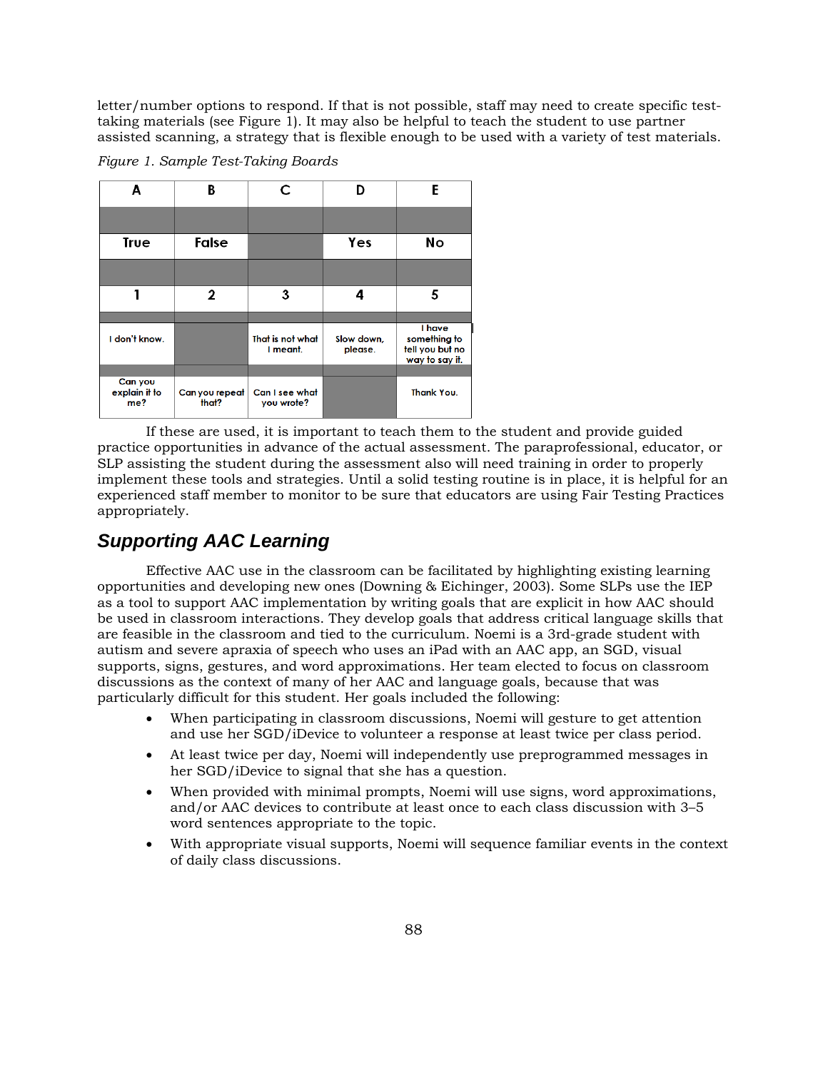letter/number options to respond. If that is not possible, staff may need to create specific test-taking materials (see Figure 1). It may also be helpful to teach the student to use partner assisted scanning, a strategy that is flexible enough to be used with a variety of test materials.

*Figure 1. Sample Test-Taking Boards*

| A | B | C | D | E |
|---|---|---|---|---|
| True | False | | Yes | No |
| 1 | 2 | 3 | 4 | 5 |
| I don't know. | | That is not what I meant. | Slow down, please. | I have something to tell you but no way to say it. |
| Can you explain it to me? | Can you repeat that? | Can I see what you wrote? | | Thank You. |

If these are used, it is important to teach them to the student and provide guided practice opportunities in advance of the actual assessment. The paraprofessional, educator, or SLP assisting the student during the assessment also will need training in order to properly implement these tools and strategies. Until a solid testing routine is in place, it is helpful for an experienced staff member to monitor to be sure that educators are using Fair Testing Practices appropriately.

## Supporting AAC Learning

Effective AAC use in the classroom can be facilitated by highlighting existing learning opportunities and developing new ones (Downing & Eichinger, 2003). Some SLPs use the IEP as a tool to support AAC implementation by writing goals that are explicit in how AAC should be used in classroom interactions. They develop goals that address critical language skills that are feasible in the classroom and tied to the curriculum. Noemi is a 3rd-grade student with autism and severe apraxia of speech who uses an iPad with an AAC app, an SGD, visual supports, signs, gestures, and word approximations. Her team elected to focus on classroom discussions as the context of many of her AAC and language goals, because that was particularly difficult for this student. Her goals included the following:

- When participating in classroom discussions, Noemi will gesture to get attention and use her SGD/iDevice to volunteer a response at least twice per class period.
- At least twice per day, Noemi will independently use preprogrammed messages in her SGD/iDevice to signal that she has a question.
- When provided with minimal prompts, Noemi will use signs, word approximations, and/or AAC devices to contribute at least once to each class discussion with 3–5 word sentences appropriate to the topic.
- With appropriate visual supports, Noemi will sequence familiar events in the context of daily class discussions.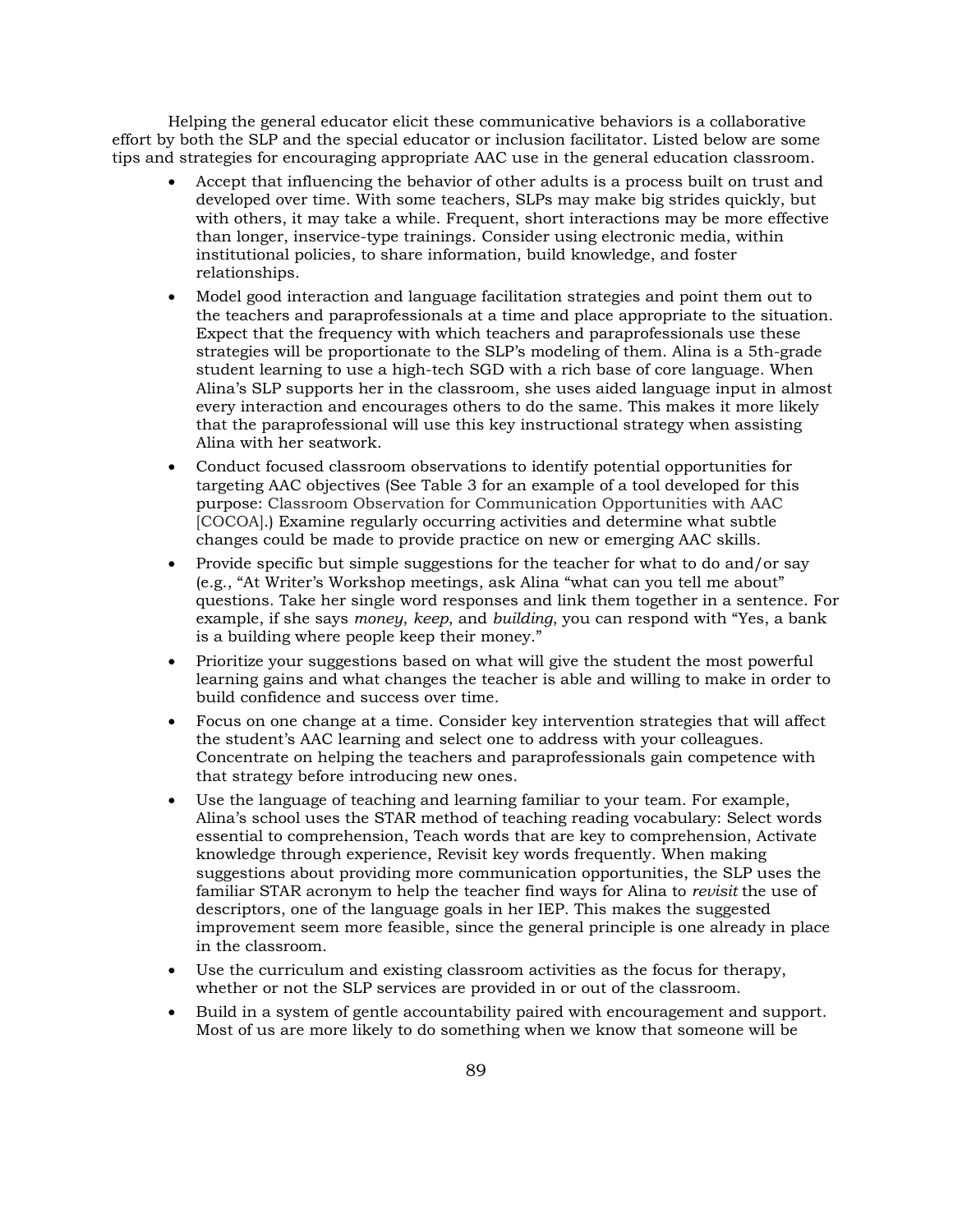Helping the general educator elicit these communicative behaviors is a collaborative effort by both the SLP and the special educator or inclusion facilitator. Listed below are some tips and strategies for encouraging appropriate AAC use in the general education classroom.

- Accept that influencing the behavior of other adults is a process built on trust and developed over time. With some teachers, SLPs may make big strides quickly, but with others, it may take a while. Frequent, short interactions may be more effective than longer, inservice-type trainings. Consider using electronic media, within institutional policies, to share information, build knowledge, and foster relationships.
- Model good interaction and language facilitation strategies and point them out to the teachers and paraprofessionals at a time and place appropriate to the situation. Expect that the frequency with which teachers and paraprofessionals use these strategies will be proportionate to the SLP's modeling of them. Alina is a 5th-grade student learning to use a high-tech SGD with a rich base of core language. When Alina's SLP supports her in the classroom, she uses aided language input in almost every interaction and encourages others to do the same. This makes it more likely that the paraprofessional will use this key instructional strategy when assisting Alina with her seatwork.
- Conduct focused classroom observations to identify potential opportunities for targeting AAC objectives (See Table 3 for an example of a tool developed for this purpose: Classroom Observation for Communication Opportunities with AAC [COCOA].) Examine regularly occurring activities and determine what subtle changes could be made to provide practice on new or emerging AAC skills.
- Provide specific but simple suggestions for the teacher for what to do and/or say (e.g., "At Writer's Workshop meetings, ask Alina "what can you tell me about" questions. Take her single word responses and link them together in a sentence. For example, if she says *money*, *keep*, and *building*, you can respond with "Yes, a bank is a building where people keep their money."
- Prioritize your suggestions based on what will give the student the most powerful learning gains and what changes the teacher is able and willing to make in order to build confidence and success over time.
- Focus on one change at a time. Consider key intervention strategies that will affect the student's AAC learning and select one to address with your colleagues. Concentrate on helping the teachers and paraprofessionals gain competence with that strategy before introducing new ones.
- Use the language of teaching and learning familiar to your team. For example, Alina's school uses the STAR method of teaching reading vocabulary: Select words essential to comprehension, Teach words that are key to comprehension, Activate knowledge through experience, Revisit key words frequently. When making suggestions about providing more communication opportunities, the SLP uses the familiar STAR acronym to help the teacher find ways for Alina to *revisit* the use of descriptors, one of the language goals in her IEP. This makes the suggested improvement seem more feasible, since the general principle is one already in place in the classroom.
- Use the curriculum and existing classroom activities as the focus for therapy, whether or not the SLP services are provided in or out of the classroom.
- Build in a system of gentle accountability paired with encouragement and support. Most of us are more likely to do something when we know that someone will be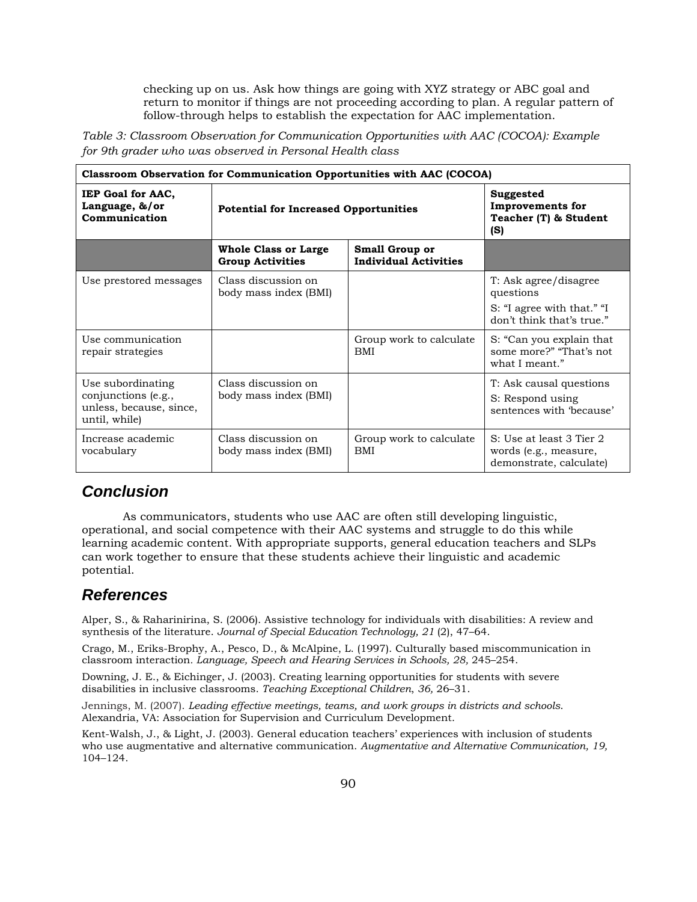checking up on us. Ask how things are going with XYZ strategy or ABC goal and return to monitor if things are not proceeding according to plan. A regular pattern of follow-through helps to establish the expectation for AAC implementation.

*Table 3: Classroom Observation for Communication Opportunities with AAC (COCOA): Example for 9th grader who was observed in Personal Health class*

| **Classroom Observation for Communication Opportunities with AAC (COCOA)** | | | |
|---|---|---|---|
| **IEP Goal for AAC, Language, &/or Communication** | **Potential for Increased Opportunities** | | **Suggested Improvements for Teacher (T) & Student (S)** |
| | **Whole Class or Large Group Activities** | **Small Group or Individual Activities** | |
| Use prestored messages | Class discussion on body mass index (BMI) | | T: Ask agree/disagree questions<br>S: "I agree with that." "I don't think that's true." |
| Use communication repair strategies | | Group work to calculate BMI | S: "Can you explain that some more?" "That's not what I meant." |
| Use subordinating conjunctions (e.g., unless, because, since, until, while) | Class discussion on body mass index (BMI) | | T: Ask causal questions<br>S: Respond using sentences with 'because' |
| Increase academic vocabulary | Class discussion on body mass index (BMI) | Group work to calculate BMI | S: Use at least 3 Tier 2 words (e.g., measure, demonstrate, calculate) |

## Conclusion

As communicators, students who use AAC are often still developing linguistic, operational, and social competence with their AAC systems and struggle to do this while learning academic content. With appropriate supports, general education teachers and SLPs can work together to ensure that these students achieve their linguistic and academic potential.

## References

Alper, S., & Raharinirina, S. (2006). Assistive technology for individuals with disabilities: A review and synthesis of the literature. *Journal of Special Education Technology, 21* (2), 47–64.

Crago, M., Eriks-Brophy, A., Pesco, D., & McAlpine, L. (1997). Culturally based miscommunication in classroom interaction. *Language, Speech and Hearing Services in Schools, 28,* 245–254.

Downing, J. E., & Eichinger, J. (2003). Creating learning opportunities for students with severe disabilities in inclusive classrooms. *Teaching Exceptional Children*, *36,* 26–31.

Jennings, M. (2007). *Leading effective meetings, teams, and work groups in districts and schools.* Alexandria, VA: Association for Supervision and Curriculum Development.

Kent-Walsh, J., & Light, J. (2003). General education teachers' experiences with inclusion of students who use augmentative and alternative communication. *Augmentative and Alternative Communication, 19,* 104–124.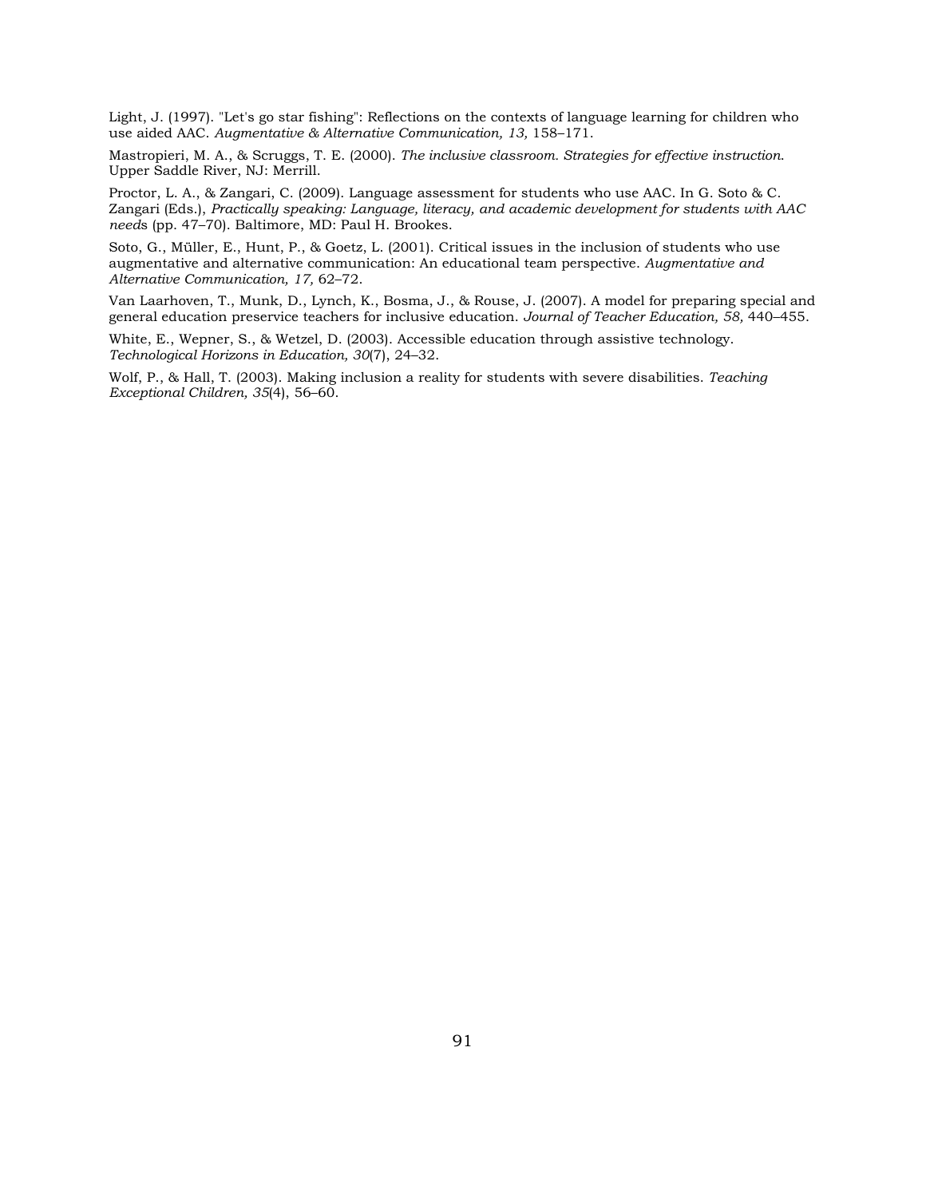Light, J. (1997). "Let's go star fishing": Reflections on the contexts of language learning for children who use aided AAC. *Augmentative & Alternative Communication, 13,* 158–171.

Mastropieri, M. A., & Scruggs, T. E. (2000). *The inclusive classroom. Strategies for effective instruction.* Upper Saddle River, NJ: Merrill.

Proctor, L. A., & Zangari, C. (2009). Language assessment for students who use AAC. In G. Soto & C. Zangari (Eds.), *Practically speaking: Language, literacy, and academic development for students with AAC need*s (pp. 47–70). Baltimore, MD: Paul H. Brookes.

Soto, G., Müller, E., Hunt, P., & Goetz, L. (2001). Critical issues in the inclusion of students who use augmentative and alternative communication: An educational team perspective. *Augmentative and Alternative Communication, 17,* 62–72.

Van Laarhoven, T., Munk, D., Lynch, K., Bosma, J., & Rouse, J. (2007). A model for preparing special and general education preservice teachers for inclusive education. *Journal of Teacher Education, 58,* 440–455.

White, E., Wepner, S., & Wetzel, D. (2003). Accessible education through assistive technology. *Technological Horizons in Education, 30*(7), 24–32.

Wolf, P., & Hall, T. (2003). Making inclusion a reality for students with severe disabilities. *Teaching Exceptional Children, 35*(4), 56–60.